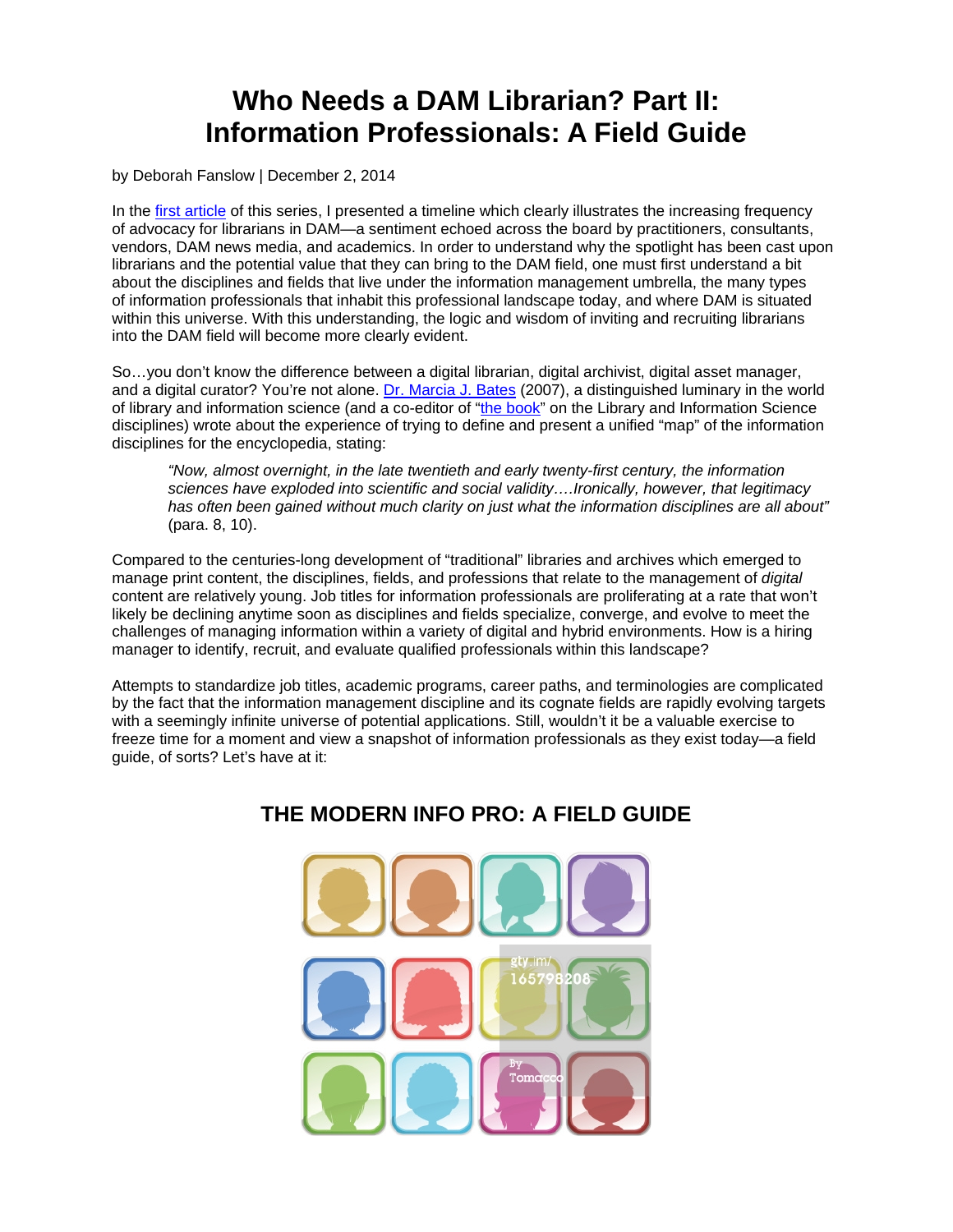# Who Needs a DAM Librarian? Part II: Information Professionals: A Field Guide

by Deborah Fanslow | December 2, 2014

In the first article of this series, I presented a timeline which clearly illustrates the increasing frequency of advocacy for librarians in DAM—a sentiment echoed across the board by practitioners, consultants, vendors, DAM news media, and academics. In order to understand why the spotlight has been cast upon librarians and the potential value that they can bring to the DAM field, one must first understand a bit about the disciplines and fields that live under the information management umbrella, the many types of information professionals that inhabit this professional landscape today, and where DAM is situated within this universe. With this understanding, the logic and wisdom of inviting and recruiting librarians into the DAM field will become more clearly evident.

So…you don't know the difference between a digital librarian, digital archivist, digital asset manager, and a digital curator? You're not alone. Dr. Marcia J. Bates (2007), a distinguished luminary in the world of library and information science (and a co-editor of "the book" on the Library and Information Science disciplines) wrote about the experience of trying to define and present a unified "map" of the information disciplines for the encyclopedia, stating:

> *"Now, almost overnight, in the late twentieth and early twenty-first century, the information sciences have exploded into scientific and social validity….Ironically, however, that legitimacy has often been gained without much clarity on just what the information disciplines are all about"* (para. 8, 10).

Compared to the centuries-long development of "traditional" libraries and archives which emerged to manage print content, the disciplines, fields, and professions that relate to the management of *digital* content are relatively young. Job titles for information professionals are proliferating at a rate that won't likely be declining anytime soon as disciplines and fields specialize, converge, and evolve to meet the challenges of managing information within a variety of digital and hybrid environments. How is a hiring manager to identify, recruit, and evaluate qualified professionals within this landscape?

Attempts to standardize job titles, academic programs, career paths, and terminologies are complicated by the fact that the information management discipline and its cognate fields are rapidly evolving targets with a seemingly infinite universe of potential applications. Still, wouldn't it be a valuable exercise to freeze time for a moment and view a snapshot of information professionals as they exist today—a field guide, of sorts? Let's have at it:

## THE MODERN INFO PRO: A FIELD GUIDE

gty.im/165798208

By Tomacco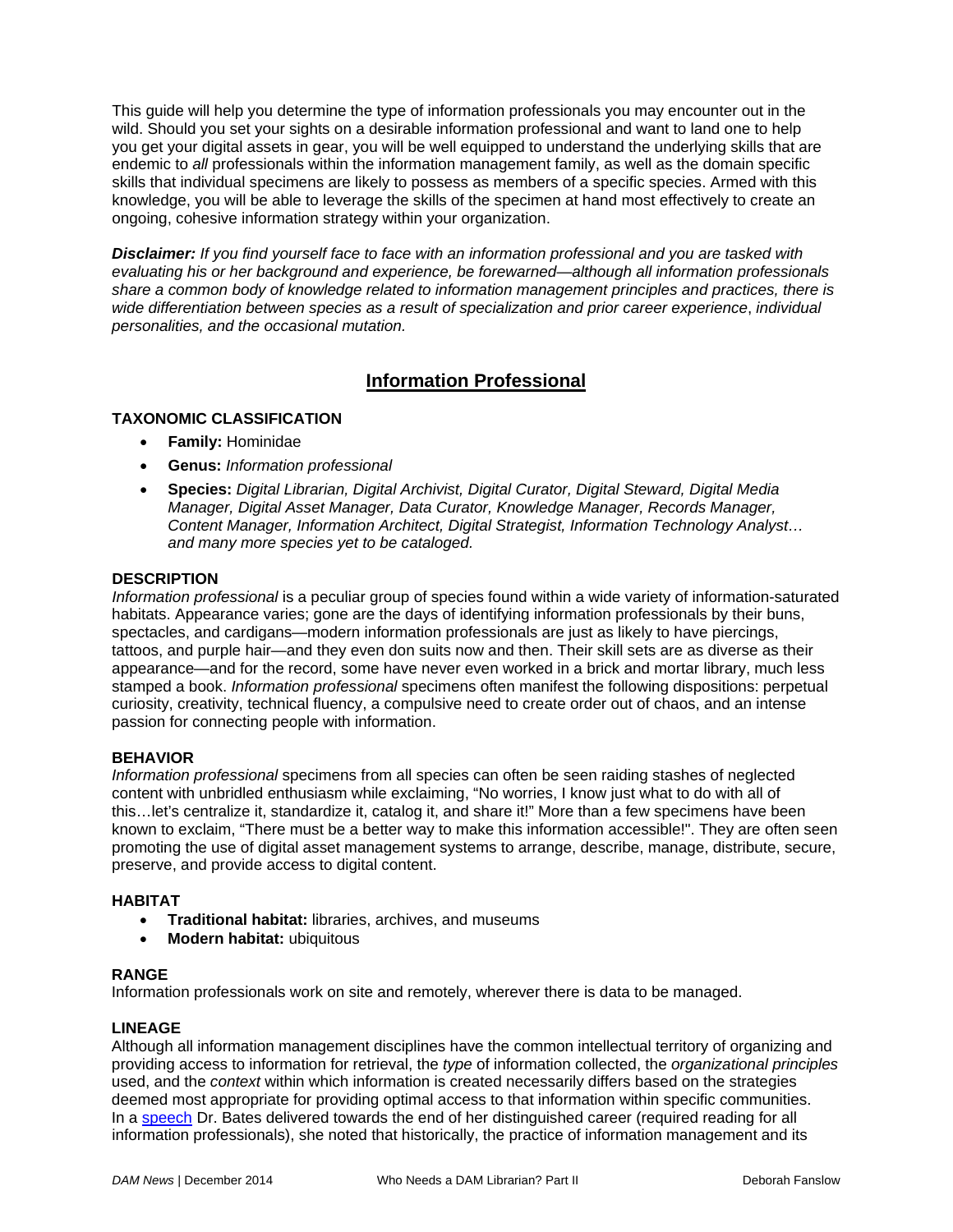This guide will help you determine the type of information professionals you may encounter out in the wild. Should you set your sights on a desirable information professional and want to land one to help you get your digital assets in gear, you will be well equipped to understand the underlying skills that are endemic to *all* professionals within the information management family, as well as the domain specific skills that individual specimens are likely to possess as members of a specific species. Armed with this knowledge, you will be able to leverage the skills of the specimen at hand most effectively to create an ongoing, cohesive information strategy within your organization.

***Disclaimer:*** *If you find yourself face to face with an information professional and you are tasked with evaluating his or her background and experience, be forewarned—although all information professionals share a common body of knowledge related to information management principles and practices, there is wide differentiation between species as a result of specialization and prior career experience*, *individual personalities, and the occasional mutation.*

## Information Professional

### TAXONOMIC CLASSIFICATION

- **Family:** Hominidae
- **Genus:** *Information professional*
- **Species:** *Digital Librarian, Digital Archivist, Digital Curator, Digital Steward, Digital Media Manager, Digital Asset Manager, Data Curator, Knowledge Manager, Records Manager, Content Manager, Information Architect, Digital Strategist, Information Technology Analyst… and many more species yet to be cataloged.*

### DESCRIPTION

*Information professional* is a peculiar group of species found within a wide variety of information-saturated habitats. Appearance varies; gone are the days of identifying information professionals by their buns, spectacles, and cardigans—modern information professionals are just as likely to have piercings, tattoos, and purple hair—and they even don suits now and then. Their skill sets are as diverse as their appearance—and for the record, some have never even worked in a brick and mortar library, much less stamped a book. *Information professional* specimens often manifest the following dispositions: perpetual curiosity, creativity, technical fluency, a compulsive need to create order out of chaos, and an intense passion for connecting people with information.

### BEHAVIOR

*Information professional* specimens from all species can often be seen raiding stashes of neglected content with unbridled enthusiasm while exclaiming, "No worries, I know just what to do with all of this…let's centralize it, standardize it, catalog it, and share it!" More than a few specimens have been known to exclaim, "There must be a better way to make this information accessible!". They are often seen promoting the use of digital asset management systems to arrange, describe, manage, distribute, secure, preserve, and provide access to digital content.

### HABITAT

- **Traditional habitat:** libraries, archives, and museums
- **Modern habitat:** ubiquitous

### RANGE

Information professionals work on site and remotely, wherever there is data to be managed.

### LINEAGE

Although all information management disciplines have the common intellectual territory of organizing and providing access to information for retrieval, the *type* of information collected, the *organizational principles* used, and the *context* within which information is created necessarily differs based on the strategies deemed most appropriate for providing optimal access to that information within specific communities. In a speech Dr. Bates delivered towards the end of her distinguished career (required reading for all information professionals), she noted that historically, the practice of information management and its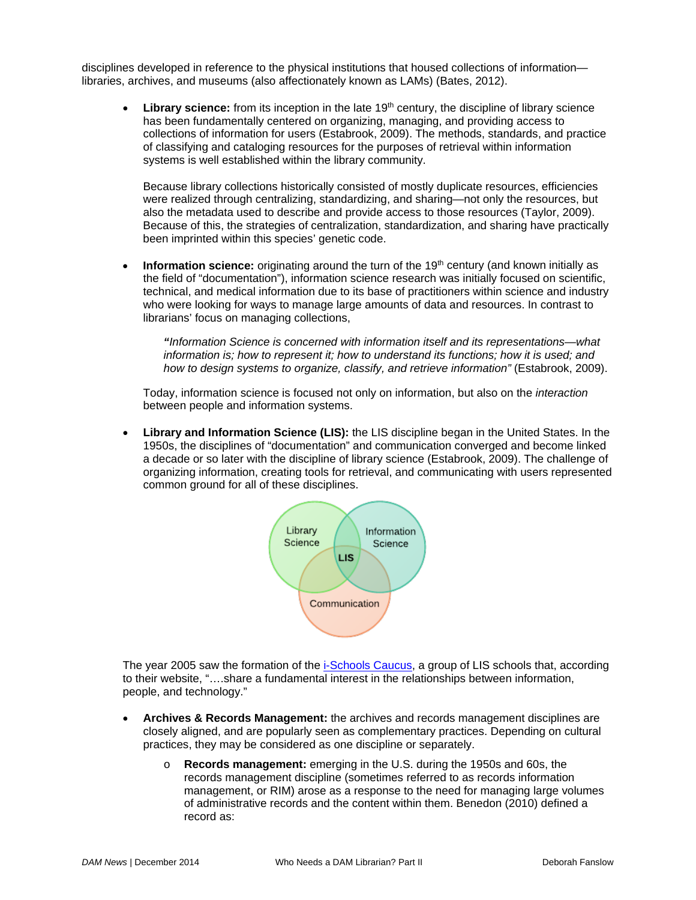disciplines developed in reference to the physical institutions that housed collections of information—libraries, archives, and museums (also affectionately known as LAMs) (Bates, 2012).

- **Library science:** from its inception in the late 19th century, the discipline of library science has been fundamentally centered on organizing, managing, and providing access to collections of information for users (Estabrook, 2009). The methods, standards, and practice of classifying and cataloging resources for the purposes of retrieval within information systems is well established within the library community.

  Because library collections historically consisted of mostly duplicate resources, efficiencies were realized through centralizing, standardizing, and sharing—not only the resources, but also the metadata used to describe and provide access to those resources (Taylor, 2009). Because of this, the strategies of centralization, standardization, and sharing have practically been imprinted within this species' genetic code.

- **Information science:** originating around the turn of the 19th century (and known initially as the field of "documentation"), information science research was initially focused on scientific, technical, and medical information due to its base of practitioners within science and industry who were looking for ways to manage large amounts of data and resources. In contrast to librarians' focus on managing collections,

  > ***"****Information Science is concerned with information itself and its representations—what information is; how to represent it; how to understand its functions; how it is used; and how to design systems to organize, classify, and retrieve information"* (Estabrook, 2009).

  Today, information science is focused not only on information, but also on the *interaction* between people and information systems.

- **Library and Information Science (LIS):** the LIS discipline began in the United States. In the 1950s, the disciplines of "documentation" and communication converged and become linked a decade or so later with the discipline of library science (Estabrook, 2009). The challenge of organizing information, creating tools for retrieval, and communicating with users represented common ground for all of these disciplines.

The year 2005 saw the formation of the i-Schools Caucus, a group of LIS schools that, according to their website, "….share a fundamental interest in the relationships between information, people, and technology."

- **Archives & Records Management:** the archives and records management disciplines are closely aligned, and are popularly seen as complementary practices. Depending on cultural practices, they may be considered as one discipline or separately.
  - **Records management:** emerging in the U.S. during the 1950s and 60s, the records management discipline (sometimes referred to as records information management, or RIM) arose as a response to the need for managing large volumes of administrative records and the content within them. Benedon (2010) defined a record as: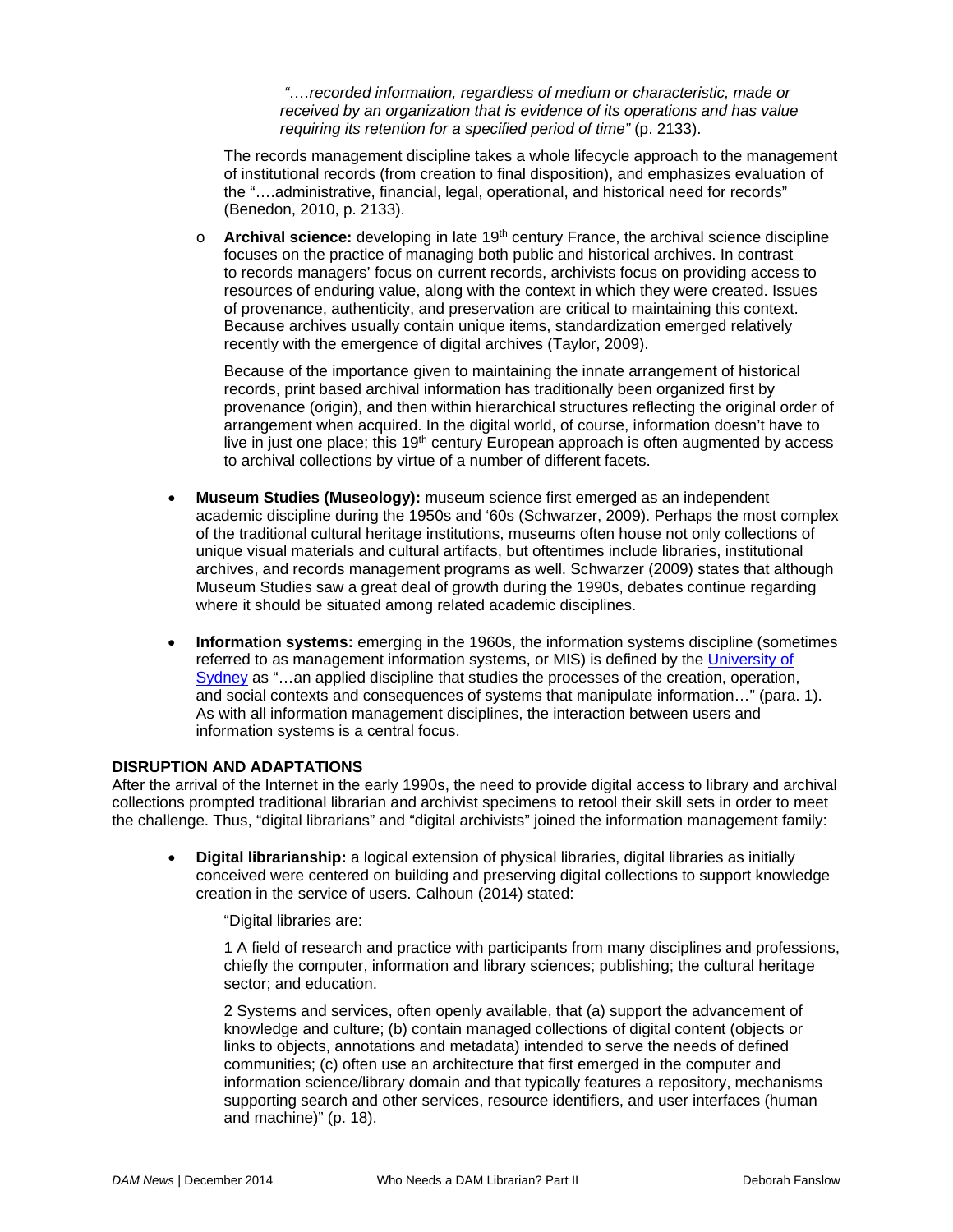> *"….recorded information, regardless of medium or characteristic, made or received by an organization that is evidence of its operations and has value requiring its retention for a specified period of time"* (p. 2133).

The records management discipline takes a whole lifecycle approach to the management of institutional records (from creation to final disposition), and emphasizes evaluation of the "….administrative, financial, legal, operational, and historical need for records" (Benedon, 2010, p. 2133).

- **Archival science:** developing in late 19th century France, the archival science discipline focuses on the practice of managing both public and historical archives. In contrast to records managers' focus on current records, archivists focus on providing access to resources of enduring value, along with the context in which they were created. Issues of provenance, authenticity, and preservation are critical to maintaining this context. Because archives usually contain unique items, standardization emerged relatively recently with the emergence of digital archives (Taylor, 2009).

  Because of the importance given to maintaining the innate arrangement of historical records, print based archival information has traditionally been organized first by provenance (origin), and then within hierarchical structures reflecting the original order of arrangement when acquired. In the digital world, of course, information doesn't have to live in just one place; this 19th century European approach is often augmented by access to archival collections by virtue of a number of different facets.

- **Museum Studies (Museology):** museum science first emerged as an independent academic discipline during the 1950s and '60s (Schwarzer, 2009). Perhaps the most complex of the traditional cultural heritage institutions, museums often house not only collections of unique visual materials and cultural artifacts, but oftentimes include libraries, institutional archives, and records management programs as well. Schwarzer (2009) states that although Museum Studies saw a great deal of growth during the 1990s, debates continue regarding where it should be situated among related academic disciplines.

- **Information systems:** emerging in the 1960s, the information systems discipline (sometimes referred to as management information systems, or MIS) is defined by the University of Sydney as "…an applied discipline that studies the processes of the creation, operation, and social contexts and consequences of systems that manipulate information…" (para. 1). As with all information management disciplines, the interaction between users and information systems is a central focus.

## DISRUPTION AND ADAPTATIONS

After the arrival of the Internet in the early 1990s, the need to provide digital access to library and archival collections prompted traditional librarian and archivist specimens to retool their skill sets in order to meet the challenge. Thus, "digital librarians" and "digital archivists" joined the information management family:

- **Digital librarianship:** a logical extension of physical libraries, digital libraries as initially conceived were centered on building and preserving digital collections to support knowledge creation in the service of users. Calhoun (2014) stated:

  "Digital libraries are:

  1 A field of research and practice with participants from many disciplines and professions, chiefly the computer, information and library sciences; publishing; the cultural heritage sector; and education.

  2 Systems and services, often openly available, that (a) support the advancement of knowledge and culture; (b) contain managed collections of digital content (objects or links to objects, annotations and metadata) intended to serve the needs of defined communities; (c) often use an architecture that first emerged in the computer and information science/library domain and that typically features a repository, mechanisms supporting search and other services, resource identifiers, and user interfaces (human and machine)" (p. 18).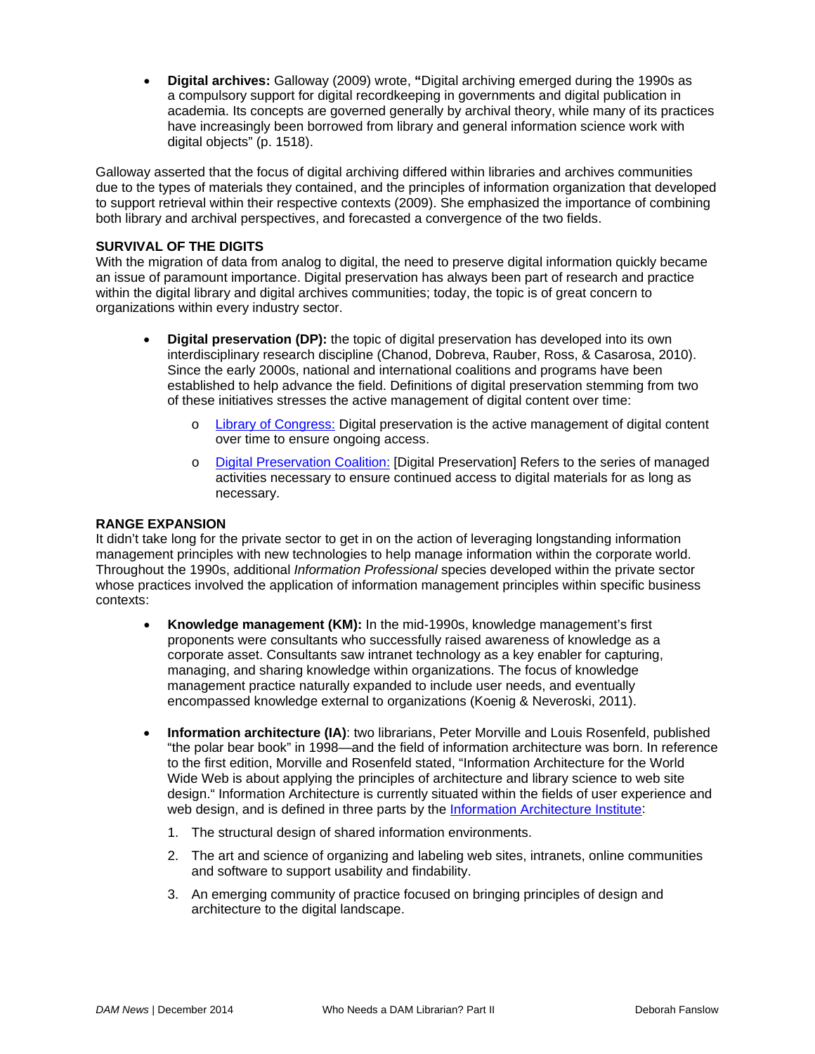- **Digital archives:** Galloway (2009) wrote, **"**Digital archiving emerged during the 1990s as a compulsory support for digital recordkeeping in governments and digital publication in academia. Its concepts are governed generally by archival theory, while many of its practices have increasingly been borrowed from library and general information science work with digital objects" (p. 1518).

Galloway asserted that the focus of digital archiving differed within libraries and archives communities due to the types of materials they contained, and the principles of information organization that developed to support retrieval within their respective contexts (2009). She emphasized the importance of combining both library and archival perspectives, and forecasted a convergence of the two fields.

**SURVIVAL OF THE DIGITS**

With the migration of data from analog to digital, the need to preserve digital information quickly became an issue of paramount importance. Digital preservation has always been part of research and practice within the digital library and digital archives communities; today, the topic is of great concern to organizations within every industry sector.

- **Digital preservation (DP):** the topic of digital preservation has developed into its own interdisciplinary research discipline (Chanod, Dobreva, Rauber, Ross, & Casarosa, 2010). Since the early 2000s, national and international coalitions and programs have been established to help advance the field. Definitions of digital preservation stemming from two of these initiatives stresses the active management of digital content over time:
    - Library of Congress: Digital preservation is the active management of digital content over time to ensure ongoing access.
    - Digital Preservation Coalition: [Digital Preservation] Refers to the series of managed activities necessary to ensure continued access to digital materials for as long as necessary.

**RANGE EXPANSION**

It didn't take long for the private sector to get in on the action of leveraging longstanding information management principles with new technologies to help manage information within the corporate world. Throughout the 1990s, additional *Information Professional* species developed within the private sector whose practices involved the application of information management principles within specific business contexts:

- **Knowledge management (KM):** In the mid-1990s, knowledge management's first proponents were consultants who successfully raised awareness of knowledge as a corporate asset. Consultants saw intranet technology as a key enabler for capturing, managing, and sharing knowledge within organizations. The focus of knowledge management practice naturally expanded to include user needs, and eventually encompassed knowledge external to organizations (Koenig & Neveroski, 2011).

- **Information architecture (IA)**: two librarians, Peter Morville and Louis Rosenfeld, published "the polar bear book" in 1998—and the field of information architecture was born. In reference to the first edition, Morville and Rosenfeld stated, "Information Architecture for the World Wide Web is about applying the principles of architecture and library science to web site design." Information Architecture is currently situated within the fields of user experience and web design, and is defined in three parts by the Information Architecture Institute:
    1. The structural design of shared information environments.
    2. The art and science of organizing and labeling web sites, intranets, online communities and software to support usability and findability.
    3. An emerging community of practice focused on bringing principles of design and architecture to the digital landscape.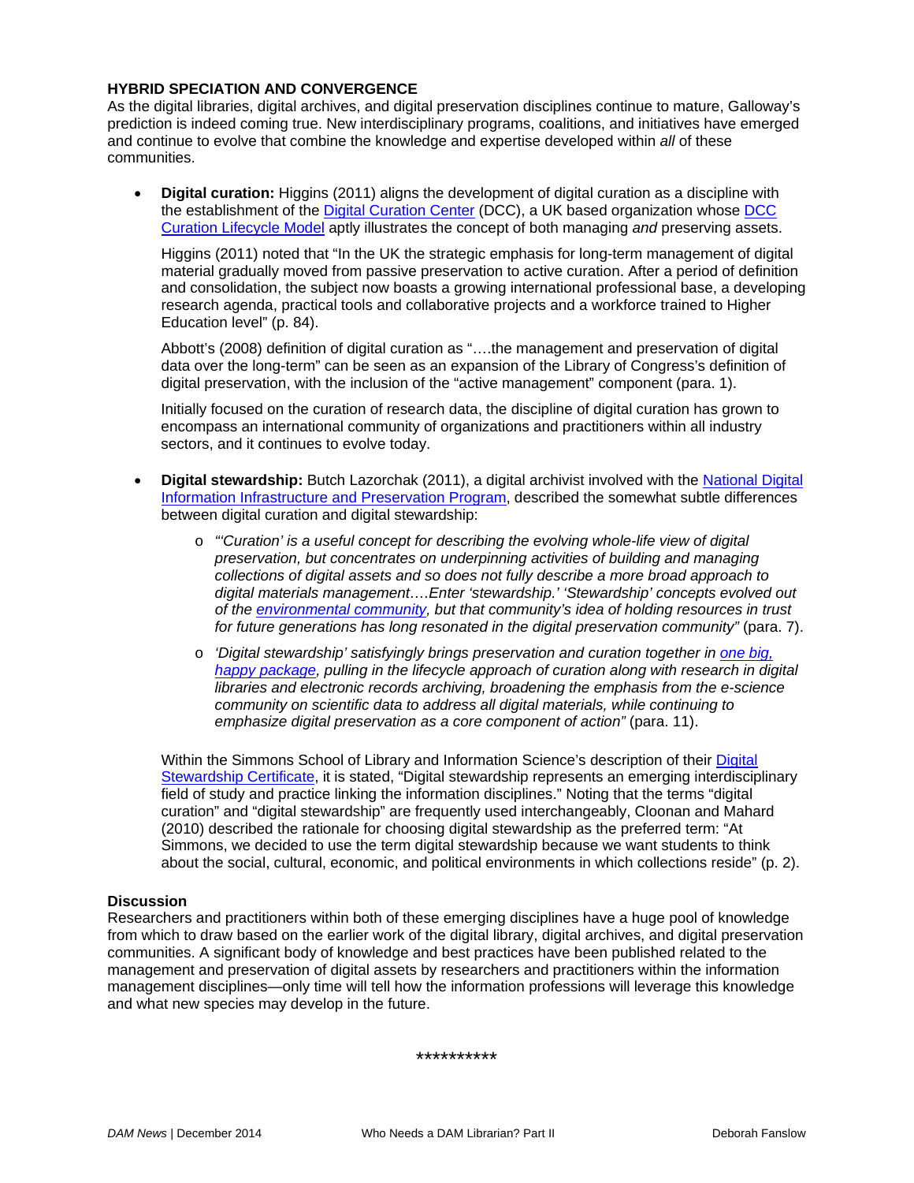**HYBRID SPECIATION AND CONVERGENCE**

As the digital libraries, digital archives, and digital preservation disciplines continue to mature, Galloway's prediction is indeed coming true. New interdisciplinary programs, coalitions, and initiatives have emerged and continue to evolve that combine the knowledge and expertise developed within *all* of these communities.

- **Digital curation:** Higgins (2011) aligns the development of digital curation as a discipline with the establishment of the Digital Curation Center (DCC), a UK based organization whose DCC Curation Lifecycle Model aptly illustrates the concept of both managing *and* preserving assets.

  Higgins (2011) noted that "In the UK the strategic emphasis for long-term management of digital material gradually moved from passive preservation to active curation. After a period of definition and consolidation, the subject now boasts a growing international professional base, a developing research agenda, practical tools and collaborative projects and a workforce trained to Higher Education level" (p. 84).

  Abbott's (2008) definition of digital curation as "….the management and preservation of digital data over the long-term" can be seen as an expansion of the Library of Congress's definition of digital preservation, with the inclusion of the "active management" component (para. 1).

  Initially focused on the curation of research data, the discipline of digital curation has grown to encompass an international community of organizations and practitioners within all industry sectors, and it continues to evolve today.

- **Digital stewardship:** Butch Lazorchak (2011), a digital archivist involved with the National Digital Information Infrastructure and Preservation Program, described the somewhat subtle differences between digital curation and digital stewardship:

  - *"'Curation' is a useful concept for describing the evolving whole-life view of digital preservation, but concentrates on underpinning activities of building and managing collections of digital assets and so does not fully describe a more broad approach to digital materials management….Enter 'stewardship.' 'Stewardship' concepts evolved out of the environmental community, but that community's idea of holding resources in trust for future generations has long resonated in the digital preservation community"* (para. 7).
  - *'Digital stewardship' satisfyingly brings preservation and curation together in one big, happy package, pulling in the lifecycle approach of curation along with research in digital libraries and electronic records archiving, broadening the emphasis from the e-science community on scientific data to address all digital materials, while continuing to emphasize digital preservation as a core component of action"* (para. 11).

  Within the Simmons School of Library and Information Science's description of their Digital Stewardship Certificate, it is stated, "Digital stewardship represents an emerging interdisciplinary field of study and practice linking the information disciplines." Noting that the terms "digital curation" and "digital stewardship" are frequently used interchangeably, Cloonan and Mahard (2010) described the rationale for choosing digital stewardship as the preferred term: "At Simmons, we decided to use the term digital stewardship because we want students to think about the social, cultural, economic, and political environments in which collections reside" (p. 2).

**Discussion**

Researchers and practitioners within both of these emerging disciplines have a huge pool of knowledge from which to draw based on the earlier work of the digital library, digital archives, and digital preservation communities. A significant body of knowledge and best practices have been published related to the management and preservation of digital assets by researchers and practitioners within the information management disciplines—only time will tell how the information professions will leverage this knowledge and what new species may develop in the future.

**********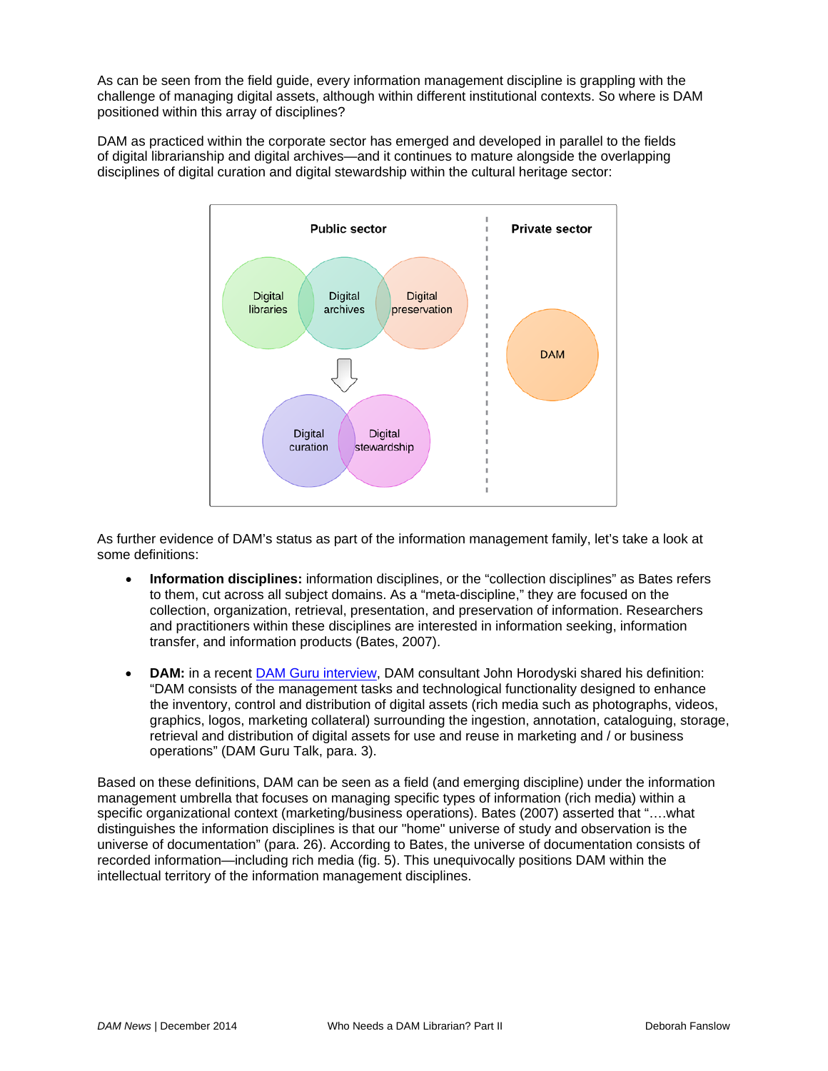As can be seen from the field guide, every information management discipline is grappling with the challenge of managing digital assets, although within different institutional contexts. So where is DAM positioned within this array of disciplines?

DAM as practiced within the corporate sector has emerged and developed in parallel to the fields of digital librarianship and digital archives—and it continues to mature alongside the overlapping disciplines of digital curation and digital stewardship within the cultural heritage sector:

As further evidence of DAM's status as part of the information management family, let's take a look at some definitions:

- **Information disciplines:** information disciplines, or the "collection disciplines" as Bates refers to them, cut across all subject domains. As a "meta-discipline," they are focused on the collection, organization, retrieval, presentation, and preservation of information. Researchers and practitioners within these disciplines are interested in information seeking, information transfer, and information products (Bates, 2007).

- **DAM:** in a recent DAM Guru interview, DAM consultant John Horodyski shared his definition: "DAM consists of the management tasks and technological functionality designed to enhance the inventory, control and distribution of digital assets (rich media such as photographs, videos, graphics, logos, marketing collateral) surrounding the ingestion, annotation, cataloguing, storage, retrieval and distribution of digital assets for use and reuse in marketing and / or business operations" (DAM Guru Talk, para. 3).

Based on these definitions, DAM can be seen as a field (and emerging discipline) under the information management umbrella that focuses on managing specific types of information (rich media) within a specific organizational context (marketing/business operations). Bates (2007) asserted that "….what distinguishes the information disciplines is that our "home" universe of study and observation is the universe of documentation" (para. 26). According to Bates, the universe of documentation consists of recorded information—including rich media (fig. 5). This unequivocally positions DAM within the intellectual territory of the information management disciplines.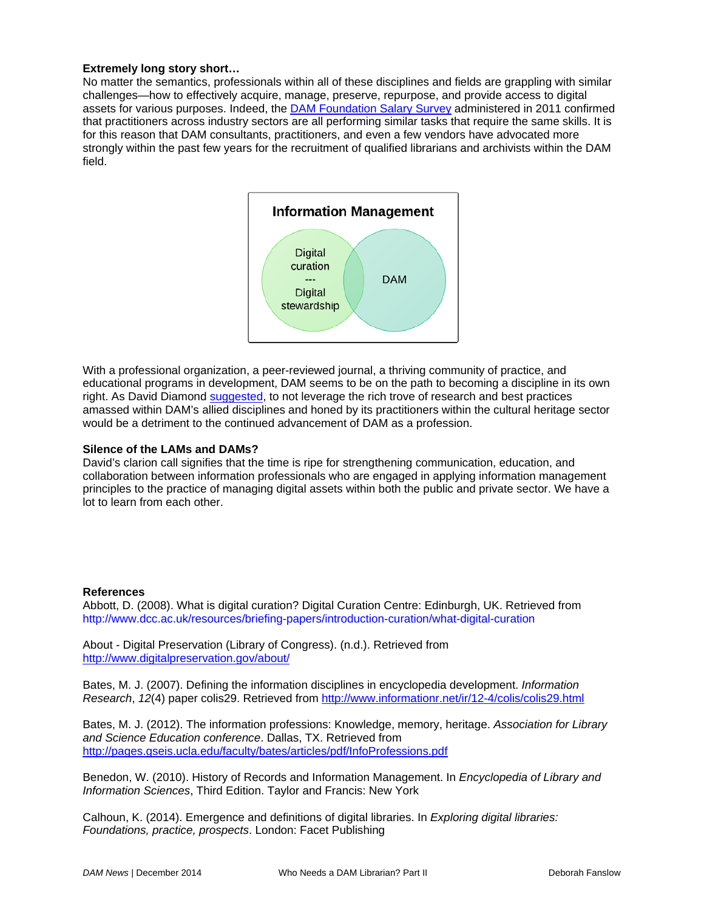**Extremely long story short…**

No matter the semantics, professionals within all of these disciplines and fields are grappling with similar challenges—how to effectively acquire, manage, preserve, repurpose, and provide access to digital assets for various purposes. Indeed, the DAM Foundation Salary Survey administered in 2011 confirmed that practitioners across industry sectors are all performing similar tasks that require the same skills. It is for this reason that DAM consultants, practitioners, and even a few vendors have advocated more strongly within the past few years for the recruitment of qualified librarians and archivists within the DAM field.

**Information Management**

Digital curation --- Digital stewardship | DAM

With a professional organization, a peer-reviewed journal, a thriving community of practice, and educational programs in development, DAM seems to be on the path to becoming a discipline in its own right. As David Diamond suggested, to not leverage the rich trove of research and best practices amassed within DAM's allied disciplines and honed by its practitioners within the cultural heritage sector would be a detriment to the continued advancement of DAM as a profession.

**Silence of the LAMs and DAMs?**

David's clarion call signifies that the time is ripe for strengthening communication, education, and collaboration between information professionals who are engaged in applying information management principles to the practice of managing digital assets within both the public and private sector. We have a lot to learn from each other.

**References**

Abbott, D. (2008). What is digital curation? Digital Curation Centre: Edinburgh, UK. Retrieved from http://www.dcc.ac.uk/resources/briefing-papers/introduction-curation/what-digital-curation

About - Digital Preservation (Library of Congress). (n.d.). Retrieved from http://www.digitalpreservation.gov/about/

Bates, M. J. (2007). Defining the information disciplines in encyclopedia development. *Information Research*, *12*(4) paper colis29. Retrieved from http://www.informationr.net/ir/12-4/colis/colis29.html

Bates, M. J. (2012). The information professions: Knowledge, memory, heritage. *Association for Library and Science Education conference*. Dallas, TX. Retrieved from http://pages.gseis.ucla.edu/faculty/bates/articles/pdf/InfoProfessions.pdf

Benedon, W. (2010). History of Records and Information Management. In *Encyclopedia of Library and Information Sciences*, Third Edition. Taylor and Francis: New York

Calhoun, K. (2014). Emergence and definitions of digital libraries. In *Exploring digital libraries: Foundations, practice, prospects*. London: Facet Publishing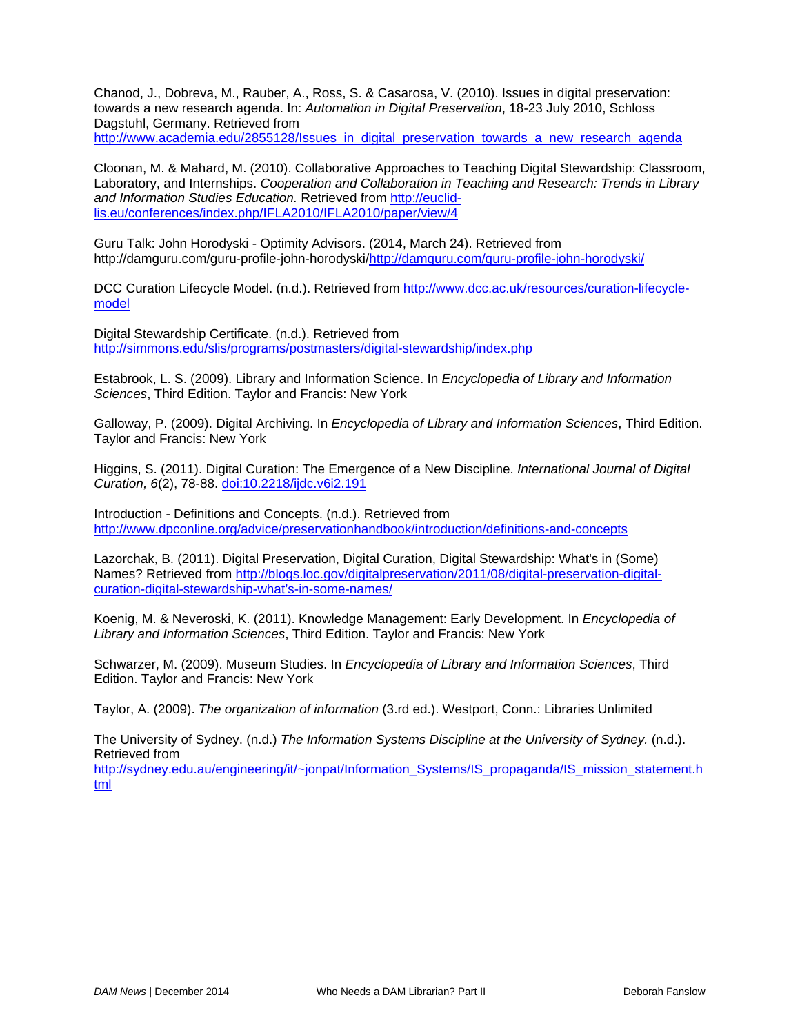Chanod, J., Dobreva, M., Rauber, A., Ross, S. & Casarosa, V. (2010). Issues in digital preservation: towards a new research agenda. In: *Automation in Digital Preservation*, 18-23 July 2010, Schloss Dagstuhl, Germany. Retrieved from http://www.academia.edu/2855128/Issues_in_digital_preservation_towards_a_new_research_agenda

Cloonan, M. & Mahard, M. (2010). Collaborative Approaches to Teaching Digital Stewardship: Classroom, Laboratory, and Internships. *Cooperation and Collaboration in Teaching and Research: Trends in Library and Information Studies Education.* Retrieved from http://euclid-lis.eu/conferences/index.php/IFLA2010/IFLA2010/paper/view/4

Guru Talk: John Horodyski - Optimity Advisors. (2014, March 24). Retrieved from http://damguru.com/guru-profile-john-horodyski/http://damguru.com/guru-profile-john-horodyski/

DCC Curation Lifecycle Model. (n.d.). Retrieved from http://www.dcc.ac.uk/resources/curation-lifecycle-model

Digital Stewardship Certificate. (n.d.). Retrieved from http://simmons.edu/slis/programs/postmasters/digital-stewardship/index.php

Estabrook, L. S. (2009). Library and Information Science. In *Encyclopedia of Library and Information Sciences*, Third Edition. Taylor and Francis: New York

Galloway, P. (2009). Digital Archiving. In *Encyclopedia of Library and Information Sciences*, Third Edition. Taylor and Francis: New York

Higgins, S. (2011). Digital Curation: The Emergence of a New Discipline. *International Journal of Digital Curation, 6*(2), 78-88. doi:10.2218/ijdc.v6i2.191

Introduction - Definitions and Concepts. (n.d.). Retrieved from http://www.dpconline.org/advice/preservationhandbook/introduction/definitions-and-concepts

Lazorchak, B. (2011). Digital Preservation, Digital Curation, Digital Stewardship: What's in (Some) Names? Retrieved from http://blogs.loc.gov/digitalpreservation/2011/08/digital-preservation-digital-curation-digital-stewardship-what's-in-some-names/

Koenig, M. & Neveroski, K. (2011). Knowledge Management: Early Development. In *Encyclopedia of Library and Information Sciences*, Third Edition. Taylor and Francis: New York

Schwarzer, M. (2009). Museum Studies. In *Encyclopedia of Library and Information Sciences*, Third Edition. Taylor and Francis: New York

Taylor, A. (2009). *The organization of information* (3.rd ed.). Westport, Conn.: Libraries Unlimited

The University of Sydney. (n.d.) *The Information Systems Discipline at the University of Sydney.* (n.d.). Retrieved from http://sydney.edu.au/engineering/it/~jonpat/Information_Systems/IS_propaganda/IS_mission_statement.html